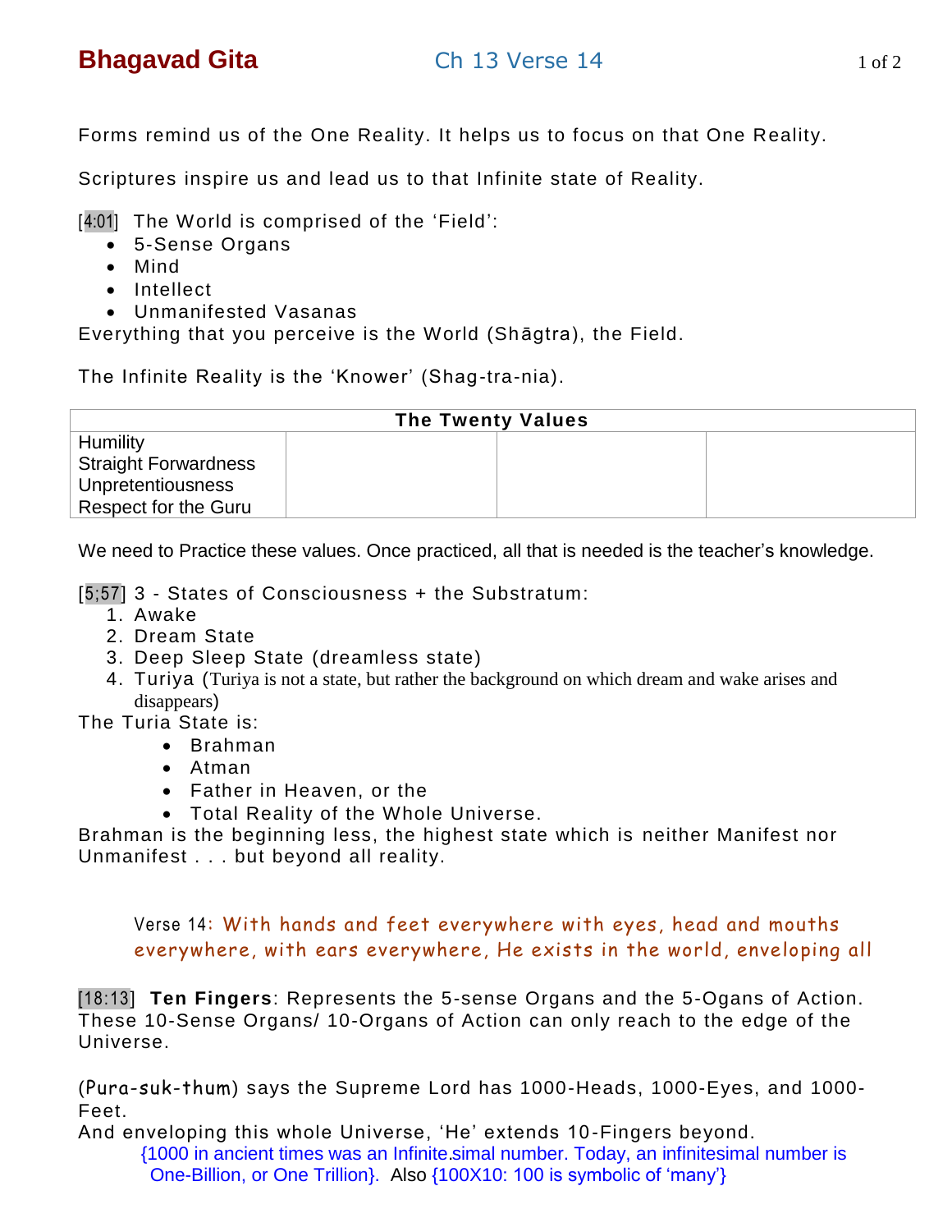# Bhagavad Gita

## Ch 13 Verse 14

Forms remind us of the One Reality. It helps us to focus on that One Reality.

Scriptures inspire us and lead us to that Infinite state of Reality.

[4:01] The World is comprised of the 'Field':

- 5-Sense Organs
- Mind
- Intellect
- Unmanifested Vasanas

Everything that you perceive is the World (Shāgtra), the Field.

The Infinite Reality is the 'Knower' (Shag-tra-nia).

| The Twenty Values | | | |
|---|---|---|---|
| Humility<br>Straight Forwardness<br>Unpretentiousness<br>Respect for the Guru | | | |

We need to Practice these values. Once practiced, all that is needed is the teacher's knowledge.

[5;57] 3 - States of Consciousness + the Substratum:

1. Awake
2. Dream State
3. Deep Sleep State (dreamless state)
4. Turiya (Turiya is not a state, but rather the background on which dream and wake arises and disappears)

The Turia State is:

- Brahman
- Atman
- Father in Heaven, or the
- Total Reality of the Whole Universe.

Brahman is the beginning less, the highest state which is neither Manifest nor Unmanifest . . . but beyond all reality.

> Verse 14: With hands and feet everywhere with eyes, head and mouths everywhere, with ears everywhere, He exists in the world, enveloping all

[18:13] **Ten Fingers**: Represents the 5-sense Organs and the 5-Ogans of Action. These 10-Sense Organs/ 10-Organs of Action can only reach to the edge of the Universe.

(Pura-suk-thum) says the Supreme Lord has 1000-Heads, 1000-Eyes, and 1000-Feet.
And enveloping this whole Universe, 'He' extends 10-Fingers beyond.

{1000 in ancient times was an Infinite.simal number. Today, an infinitesimal number is One-Billion, or One Trillion}. Also {100X10: 100 is symbolic of 'many'}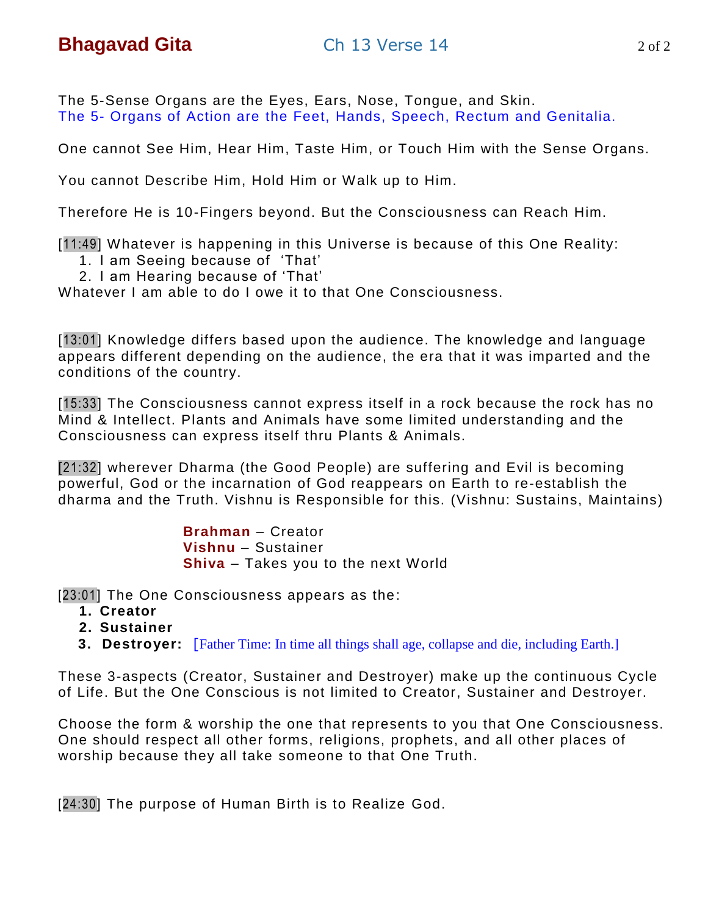The 5-Sense Organs are the Eyes, Ears, Nose, Tongue, and Skin.
The 5- Organs of Action are the Feet, Hands, Speech, Rectum and Genitalia.

One cannot See Him, Hear Him, Taste Him, or Touch Him with the Sense Organs.

You cannot Describe Him, Hold Him or Walk up to Him.

Therefore He is 10-Fingers beyond. But the Consciousness can Reach Him.

[11:49] Whatever is happening in this Universe is because of this One Reality:

1. I am Seeing because of 'That'
2. I am Hearing because of 'That'

Whatever I am able to do I owe it to that One Consciousness.

[13:01] Knowledge differs based upon the audience. The knowledge and language appears different depending on the audience, the era that it was imparted and the conditions of the country.

[15:33] The Consciousness cannot express itself in a rock because the rock has no Mind & Intellect. Plants and Animals have some limited understanding and the Consciousness can express itself thru Plants & Animals.

[21:32] wherever Dharma (the Good People) are suffering and Evil is becoming powerful, God or the incarnation of God reappears on Earth to re-establish the dharma and the Truth. Vishnu is Responsible for this. (Vishnu: Sustains, Maintains)

**Brahman** – Creator
**Vishnu** – Sustainer
**Shiva** – Takes you to the next World

[23:01] The One Consciousness appears as the:

1. **Creator**
2. **Sustainer**
3. **Destroyer:** [Father Time: In time all things shall age, collapse and die, including Earth.]

These 3-aspects (Creator, Sustainer and Destroyer) make up the continuous Cycle of Life. But the One Conscious is not limited to Creator, Sustainer and Destroyer.

Choose the form & worship the one that represents to you that One Consciousness. One should respect all other forms, religions, prophets, and all other places of worship because they all take someone to that One Truth.

[24:30] The purpose of Human Birth is to Realize God.